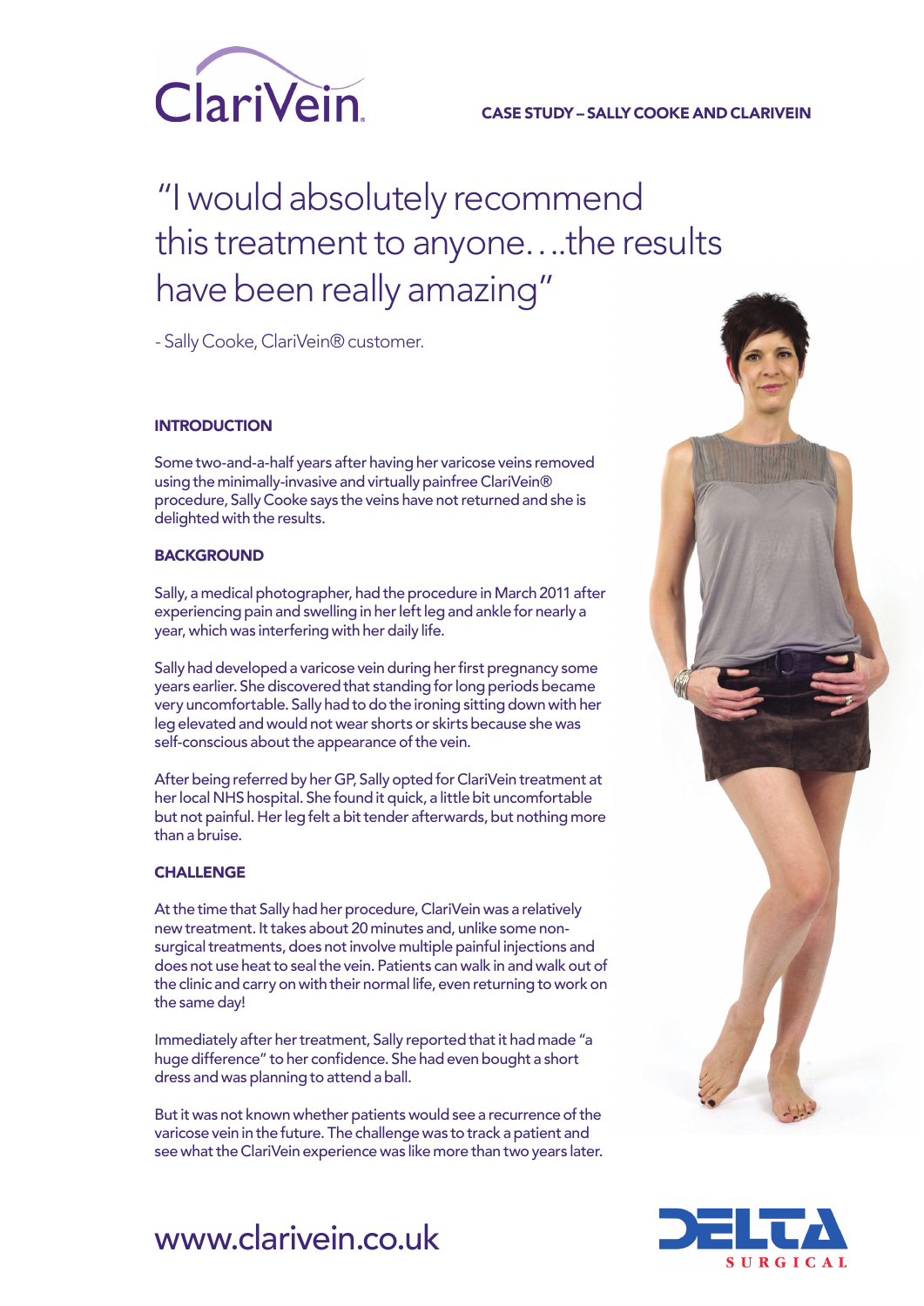ClariVein

**CASE STUDY – SALLY COOKE AND CLARIVEIN**

# "I would absolutely recommend this treatment to anyone….the results have been really amazing"

- Sally Cooke, ClariVein® customer.

## INTRODUCTION

Some two-and-a-half years after having her varicose veins removed using the minimally-invasive and virtually painfree ClariVein® procedure, Sally Cooke says the veins have not returned and she is delighted with the results.

## BACKGROUND

Sally, a medical photographer, had the procedure in March 2011 after experiencing pain and swelling in her left leg and ankle for nearly a year, which was interfering with her daily life.

Sally had developed a varicose vein during her first pregnancy some years earlier. She discovered that standing for long periods became very uncomfortable. Sally had to do the ironing sitting down with her leg elevated and would not wear shorts or skirts because she was self-conscious about the appearance of the vein.

After being referred by her GP, Sally opted for ClariVein treatment at her local NHS hospital. She found it quick, a little bit uncomfortable but not painful. Her leg felt a bit tender afterwards, but nothing more than a bruise.

## CHALLENGE

At the time that Sally had her procedure, ClariVein was a relatively new treatment. It takes about 20 minutes and, unlike some non-surgical treatments, does not involve multiple painful injections and does not use heat to seal the vein. Patients can walk in and walk out of the clinic and carry on with their normal life, even returning to work on the same day!

Immediately after her treatment, Sally reported that it had made "a huge difference" to her confidence. She had even bought a short dress and was planning to attend a ball.

But it was not known whether patients would see a recurrence of the varicose vein in the future. The challenge was to track a patient and see what the ClariVein experience was like more than two years later.

www.clarivein.co.uk

DELTA SURGICAL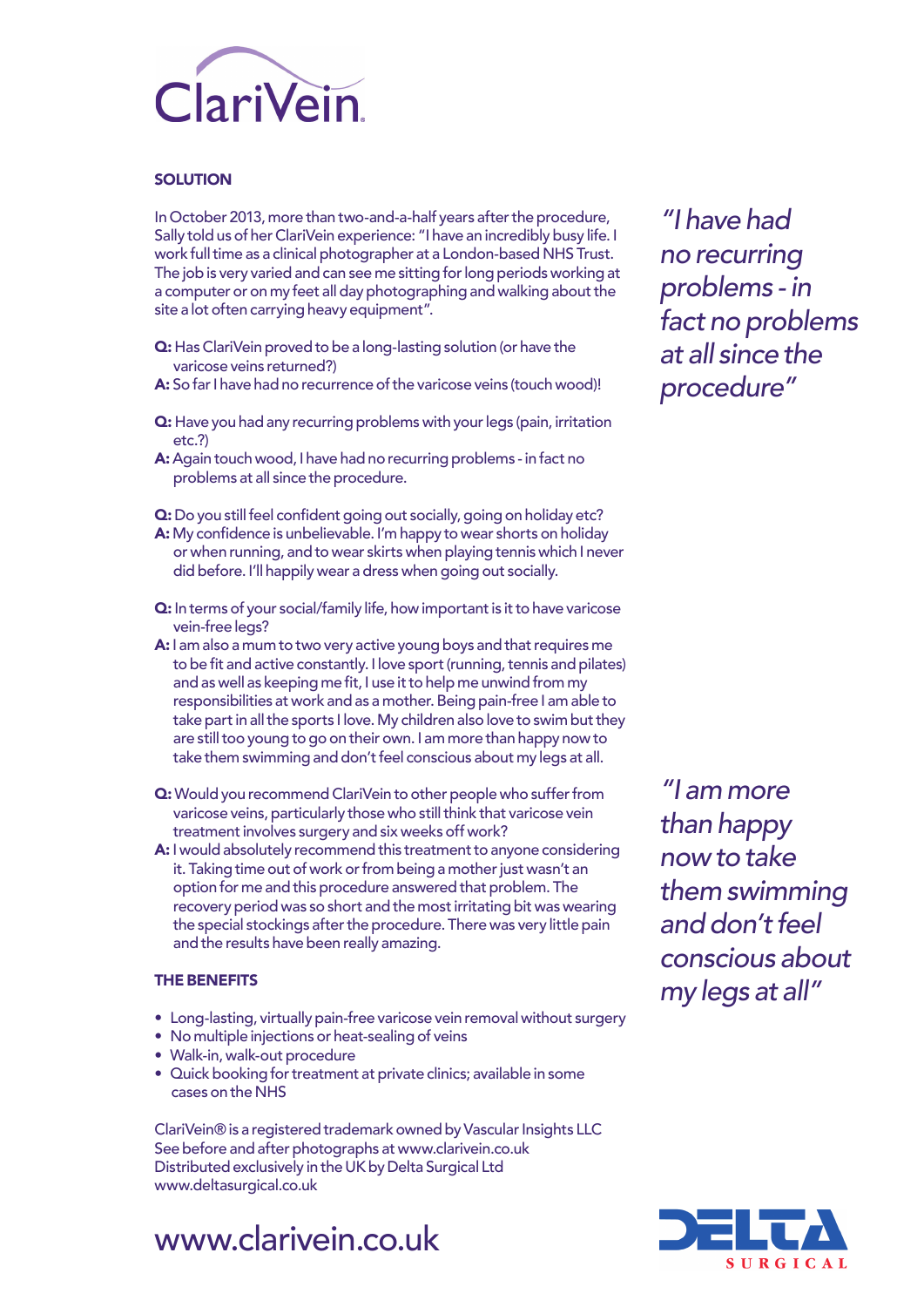ClariVein

## SOLUTION

In October 2013, more than two-and-a-half years after the procedure, Sally told us of her ClariVein experience: "I have an incredibly busy life. I work full time as a clinical photographer at a London-based NHS Trust. The job is very varied and can see me sitting for long periods working at a computer or on my feet all day photographing and walking about the site a lot often carrying heavy equipment".

*"I have had no recurring problems - in fact no problems at all since the procedure"*

**Q:** Has ClariVein proved to be a long-lasting solution (or have the varicose veins returned?)
**A:** So far I have had no recurrence of the varicose veins (touch wood)!

**Q:** Have you had any recurring problems with your legs (pain, irritation etc.?)
**A:** Again touch wood, I have had no recurring problems - in fact no problems at all since the procedure.

**Q:** Do you still feel confident going out socially, going on holiday etc?
**A:** My confidence is unbelievable. I'm happy to wear shorts on holiday or when running, and to wear skirts when playing tennis which I never did before. I'll happily wear a dress when going out socially.

**Q:** In terms of your social/family life, how important is it to have varicose vein-free legs?
**A:** I am also a mum to two very active young boys and that requires me to be fit and active constantly. I love sport (running, tennis and pilates) and as well as keeping me fit, I use it to help me unwind from my responsibilities at work and as a mother. Being pain-free I am able to take part in all the sports I love. My children also love to swim but they are still too young to go on their own. I am more than happy now to take them swimming and don't feel conscious about my legs at all.

**Q:** Would you recommend ClariVein to other people who suffer from varicose veins, particularly those who still think that varicose vein treatment involves surgery and six weeks off work?
**A:** I would absolutely recommend this treatment to anyone considering it. Taking time out of work or from being a mother just wasn't an option for me and this procedure answered that problem. The recovery period was so short and the most irritating bit was wearing the special stockings after the procedure. There was very little pain and the results have been really amazing.

*"I am more than happy now to take them swimming and don't feel conscious about my legs at all"*

## THE BENEFITS

- Long-lasting, virtually pain-free varicose vein removal without surgery
- No multiple injections or heat-sealing of veins
- Walk-in, walk-out procedure
- Quick booking for treatment at private clinics; available in some cases on the NHS

ClariVein® is a registered trademark owned by Vascular Insights LLC
See before and after photographs at www.clarivein.co.uk
Distributed exclusively in the UK by Delta Surgical Ltd
www.deltasurgical.co.uk

www.clarivein.co.uk

DELTA SURGICAL